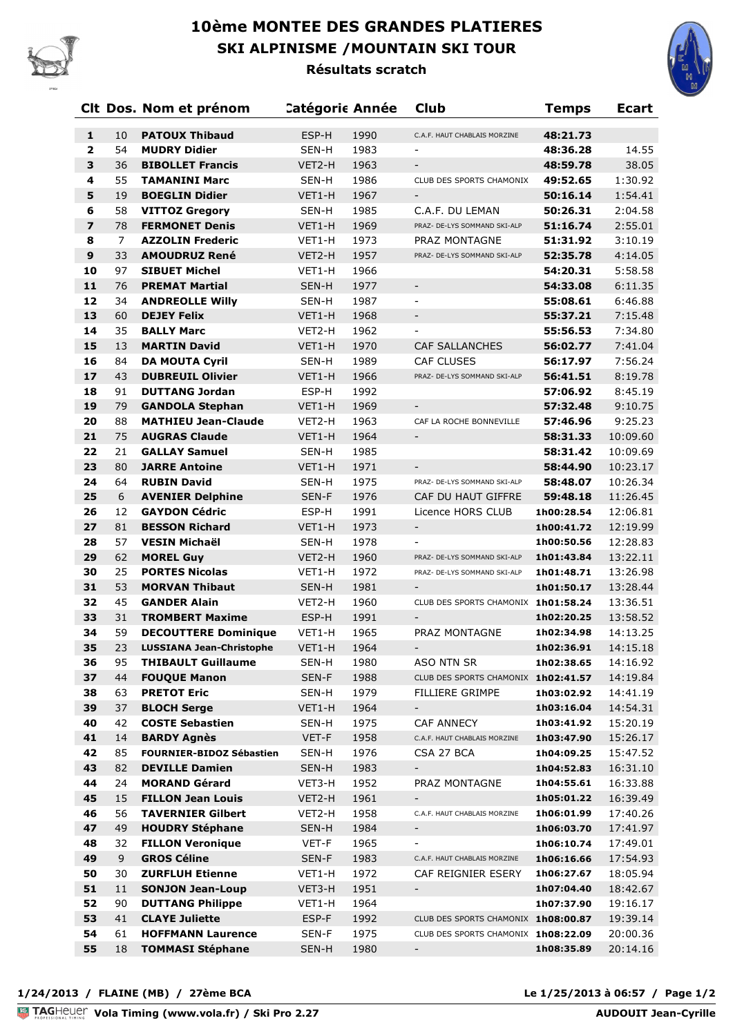# 10ème MONTEE DES GRANDES PLATIERES

## SKI ALPINISME /MOUNTAIN SKI TOUR

### Résultats scratch

| Clt | Dos. | Nom et prénom | Catégorie | Année | Club | Temps | Ecart |
|---|---|---|---|---|---|---|---|
| 1 | 10 | **PATOUX Thibaud** | ESP-H | 1990 | C.A.F. HAUT CHABLAIS MORZINE | **48:21.73** | |
| 2 | 54 | **MUDRY Didier** | SEN-H | 1983 | - | **48:36.28** | 14.55 |
| 3 | 36 | **BIBOLLET Francis** | VET2-H | 1963 | - | **48:59.78** | 38.05 |
| 4 | 55 | **TAMANINI Marc** | SEN-H | 1986 | CLUB DES SPORTS CHAMONIX | **49:52.65** | 1:30.92 |
| 5 | 19 | **BOEGLIN Didier** | VET1-H | 1967 | - | **50:16.14** | 1:54.41 |
| 6 | 58 | **VITTOZ Gregory** | SEN-H | 1985 | C.A.F. DU LEMAN | **50:26.31** | 2:04.58 |
| 7 | 78 | **FERMONET Denis** | VET1-H | 1969 | PRAZ- DE-LYS SOMMAND SKI-ALP | **51:16.74** | 2:55.01 |
| 8 | 7 | **AZZOLIN Frederic** | VET1-H | 1973 | PRAZ MONTAGNE | **51:31.92** | 3:10.19 |
| 9 | 33 | **AMOUDRUZ René** | VET2-H | 1957 | PRAZ- DE-LYS SOMMAND SKI-ALP | **52:35.78** | 4:14.05 |
| 10 | 97 | **SIBUET Michel** | VET1-H | 1966 | | **54:20.31** | 5:58.58 |
| 11 | 76 | **PREMAT Martial** | SEN-H | 1977 | - | **54:33.08** | 6:11.35 |
| 12 | 34 | **ANDREOLLE Willy** | SEN-H | 1987 | - | **55:08.61** | 6:46.88 |
| 13 | 60 | **DEJEY Felix** | VET1-H | 1968 | - | **55:37.21** | 7:15.48 |
| 14 | 35 | **BALLY Marc** | VET2-H | 1962 | - | **55:56.53** | 7:34.80 |
| 15 | 13 | **MARTIN David** | VET1-H | 1970 | CAF SALLANCHES | **56:02.77** | 7:41.04 |
| 16 | 84 | **DA MOUTA Cyril** | SEN-H | 1989 | CAF CLUSES | **56:17.97** | 7:56.24 |
| 17 | 43 | **DUBREUIL Olivier** | VET1-H | 1966 | PRAZ- DE-LYS SOMMAND SKI-ALP | **56:41.51** | 8:19.78 |
| 18 | 91 | **DUTTANG Jordan** | ESP-H | 1992 | | **57:06.92** | 8:45.19 |
| 19 | 79 | **GANDOLA Stephan** | VET1-H | 1969 | - | **57:32.48** | 9:10.75 |
| 20 | 88 | **MATHIEU Jean-Claude** | VET2-H | 1963 | CAF LA ROCHE BONNEVILLE | **57:46.96** | 9:25.23 |
| 21 | 75 | **AUGRAS Claude** | VET1-H | 1964 | - | **58:31.33** | 10:09.60 |
| 22 | 21 | **GALLAY Samuel** | SEN-H | 1985 | | **58:31.42** | 10:09.69 |
| 23 | 80 | **JARRE Antoine** | VET1-H | 1971 | - | **58:44.90** | 10:23.17 |
| 24 | 64 | **RUBIN David** | SEN-H | 1975 | PRAZ- DE-LYS SOMMAND SKI-ALP | **58:48.07** | 10:26.34 |
| 25 | 6 | **AVENIER Delphine** | SEN-F | 1976 | CAF DU HAUT GIFFRE | **59:48.18** | 11:26.45 |
| 26 | 12 | **GAYDON Cédric** | ESP-H | 1991 | Licence HORS CLUB | **1h00:28.54** | 12:06.81 |
| 27 | 81 | **BESSON Richard** | VET1-H | 1973 | - | **1h00:41.72** | 12:19.99 |
| 28 | 57 | **VESIN Michaël** | SEN-H | 1978 | - | **1h00:50.56** | 12:28.83 |
| 29 | 62 | **MOREL Guy** | VET2-H | 1960 | PRAZ- DE-LYS SOMMAND SKI-ALP | **1h01:43.84** | 13:22.11 |
| 30 | 25 | **PORTES Nicolas** | VET1-H | 1972 | PRAZ- DE-LYS SOMMAND SKI-ALP | **1h01:48.71** | 13:26.98 |
| 31 | 53 | **MORVAN Thibaut** | SEN-H | 1981 | - | **1h01:50.17** | 13:28.44 |
| 32 | 45 | **GANDER Alain** | VET2-H | 1960 | CLUB DES SPORTS CHAMONIX | **1h01:58.24** | 13:36.51 |
| 33 | 31 | **TROMBERT Maxime** | ESP-H | 1991 | - | **1h02:20.25** | 13:58.52 |
| 34 | 59 | **DECOUTTERE Dominique** | VET1-H | 1965 | PRAZ MONTAGNE | **1h02:34.98** | 14:13.25 |
| 35 | 23 | **LUSSIANA Jean-Christophe** | VET1-H | 1964 | - | **1h02:36.91** | 14:15.18 |
| 36 | 95 | **THIBAULT Guillaume** | SEN-H | 1980 | ASO NTN SR | **1h02:38.65** | 14:16.92 |
| 37 | 44 | **FOUQUE Manon** | SEN-F | 1988 | CLUB DES SPORTS CHAMONIX | **1h02:41.57** | 14:19.84 |
| 38 | 63 | **PRETOT Eric** | SEN-H | 1979 | FILLIERE GRIMPE | **1h03:02.92** | 14:41.19 |
| 39 | 37 | **BLOCH Serge** | VET1-H | 1964 | - | **1h03:16.04** | 14:54.31 |
| 40 | 42 | **COSTE Sebastien** | SEN-H | 1975 | CAF ANNECY | **1h03:41.92** | 15:20.19 |
| 41 | 14 | **BARDY Agnès** | VET-F | 1958 | C.A.F. HAUT CHABLAIS MORZINE | **1h03:47.90** | 15:26.17 |
| 42 | 85 | **FOURNIER-BIDOZ Sébastien** | SEN-H | 1976 | CSA 27 BCA | **1h04:09.25** | 15:47.52 |
| 43 | 82 | **DEVILLE Damien** | SEN-H | 1983 | - | **1h04:52.83** | 16:31.10 |
| 44 | 24 | **MORAND Gérard** | VET3-H | 1952 | PRAZ MONTAGNE | **1h04:55.61** | 16:33.88 |
| 45 | 15 | **FILLON Jean Louis** | VET2-H | 1961 | - | **1h05:01.22** | 16:39.49 |
| 46 | 56 | **TAVERNIER Gilbert** | VET2-H | 1958 | C.A.F. HAUT CHABLAIS MORZINE | **1h06:01.99** | 17:40.26 |
| 47 | 49 | **HOUDRY Stéphane** | SEN-H | 1984 | - | **1h06:03.70** | 17:41.97 |
| 48 | 32 | **FILLON Veronique** | VET-F | 1965 | - | **1h06:10.74** | 17:49.01 |
| 49 | 9 | **GROS Céline** | SEN-F | 1983 | C.A.F. HAUT CHABLAIS MORZINE | **1h06:16.66** | 17:54.93 |
| 50 | 30 | **ZURFLUH Etienne** | VET1-H | 1972 | CAF REIGNIER ESERY | **1h06:27.67** | 18:05.94 |
| 51 | 11 | **SONJON Jean-Loup** | VET3-H | 1951 | - | **1h07:04.40** | 18:42.67 |
| 52 | 90 | **DUTTANG Philippe** | VET1-H | 1964 | | **1h07:37.90** | 19:16.17 |
| 53 | 41 | **CLAYE Juliette** | ESP-F | 1992 | CLUB DES SPORTS CHAMONIX | **1h08:00.87** | 19:39.14 |
| 54 | 61 | **HOFFMANN Laurence** | SEN-F | 1975 | CLUB DES SPORTS CHAMONIX | **1h08:22.09** | 20:00.36 |
| 55 | 18 | **TOMMASI Stéphane** | SEN-H | 1980 | - | **1h08:35.89** | 20:14.16 |

**1/24/2013 / FLAINE (MB) / 27ème BCA** — **Le 1/25/2013 à 06:57**

TAGHeuer **Vola Timing (www.vola.fr) / Ski Pro 2.27** — **AUDOUIT Jean-Cyrille**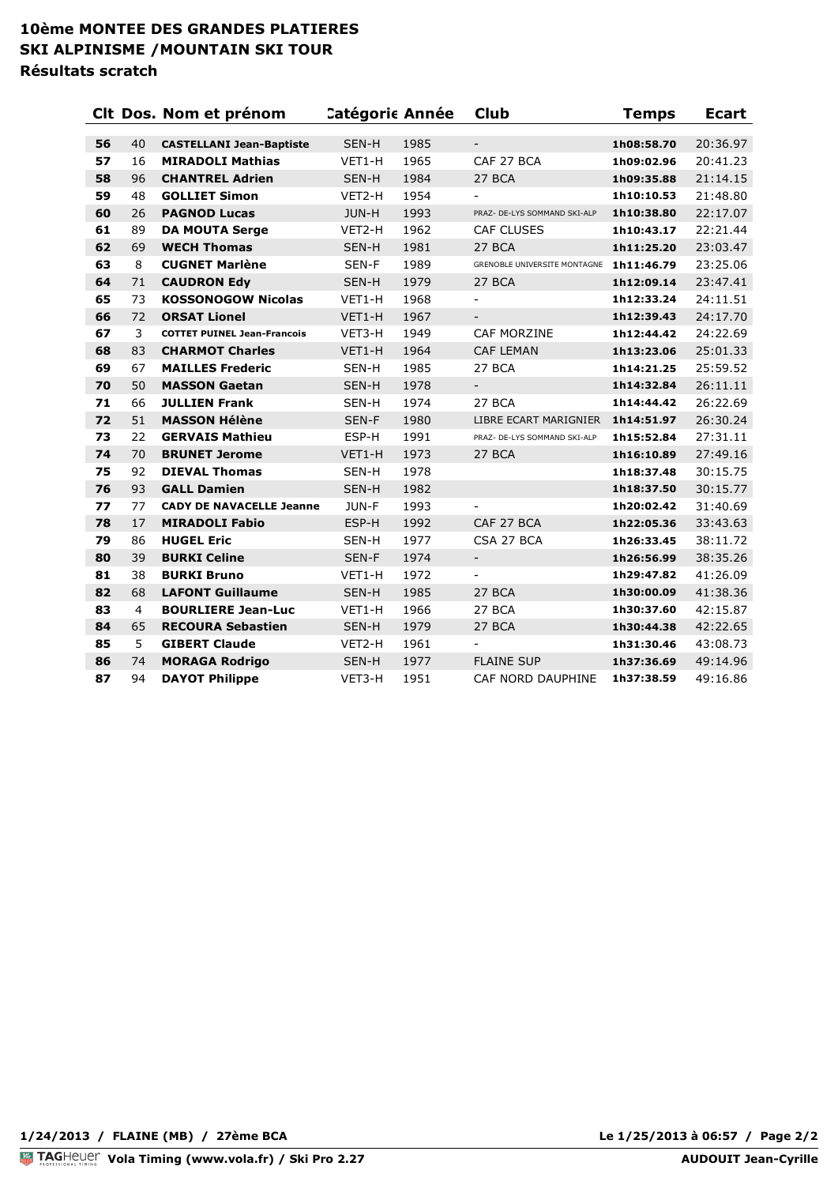# 10ème MONTEE DES GRANDES PLATIERES
## SKI ALPINISME /MOUNTAIN SKI TOUR
### Résultats scratch

| Clt | Dos. | Nom et prénom | Catégorie | Année | Club | Temps | Ecart |
|---|---|---|---|---|---|---|---|
| 56 | 40 | **CASTELLANI Jean-Baptiste** | SEN-H | 1985 | - | 1h08:58.70 | 20:36.97 |
| 57 | 16 | **MIRADOLI Mathias** | VET1-H | 1965 | CAF 27 BCA | 1h09:02.96 | 20:41.23 |
| 58 | 96 | **CHANTREL Adrien** | SEN-H | 1984 | 27 BCA | 1h09:35.88 | 21:14.15 |
| 59 | 48 | **GOLLIET Simon** | VET2-H | 1954 | - | 1h10:10.53 | 21:48.80 |
| 60 | 26 | **PAGNOD Lucas** | JUN-H | 1993 | PRAZ- DE-LYS SOMMAND SKI-ALP | 1h10:38.80 | 22:17.07 |
| 61 | 89 | **DA MOUTA Serge** | VET2-H | 1962 | CAF CLUSES | 1h10:43.17 | 22:21.44 |
| 62 | 69 | **WECH Thomas** | SEN-H | 1981 | 27 BCA | 1h11:25.20 | 23:03.47 |
| 63 | 8 | **CUGNET Marlène** | SEN-F | 1989 | GRENOBLE UNIVERSITE MONTAGNE | 1h11:46.79 | 23:25.06 |
| 64 | 71 | **CAUDRON Edy** | SEN-H | 1979 | 27 BCA | 1h12:09.14 | 23:47.41 |
| 65 | 73 | **KOSSONOGOW Nicolas** | VET1-H | 1968 | - | 1h12:33.24 | 24:11.51 |
| 66 | 72 | **ORSAT Lionel** | VET1-H | 1967 | - | 1h12:39.43 | 24:17.70 |
| 67 | 3 | **COTTET PUINEL Jean-Francois** | VET3-H | 1949 | CAF MORZINE | 1h12:44.42 | 24:22.69 |
| 68 | 83 | **CHARMOT Charles** | VET1-H | 1964 | CAF LEMAN | 1h13:23.06 | 25:01.33 |
| 69 | 67 | **MAILLES Frederic** | SEN-H | 1985 | 27 BCA | 1h14:21.25 | 25:59.52 |
| 70 | 50 | **MASSON Gaetan** | SEN-H | 1978 | - | 1h14:32.84 | 26:11.11 |
| 71 | 66 | **JULLIEN Frank** | SEN-H | 1974 | 27 BCA | 1h14:44.42 | 26:22.69 |
| 72 | 51 | **MASSON Hélène** | SEN-F | 1980 | LIBRE ECART MARIGNIER | 1h14:51.97 | 26:30.24 |
| 73 | 22 | **GERVAIS Mathieu** | ESP-H | 1991 | PRAZ- DE-LYS SOMMAND SKI-ALP | 1h15:52.84 | 27:31.11 |
| 74 | 70 | **BRUNET Jerome** | VET1-H | 1973 | 27 BCA | 1h16:10.89 | 27:49.16 |
| 75 | 92 | **DIEVAL Thomas** | SEN-H | 1978 | | 1h18:37.48 | 30:15.75 |
| 76 | 93 | **GALL Damien** | SEN-H | 1982 | | 1h18:37.50 | 30:15.77 |
| 77 | 77 | **CADY DE NAVACELLE Jeanne** | JUN-F | 1993 | - | 1h20:02.42 | 31:40.69 |
| 78 | 17 | **MIRADOLI Fabio** | ESP-H | 1992 | CAF 27 BCA | 1h22:05.36 | 33:43.63 |
| 79 | 86 | **HUGEL Eric** | SEN-H | 1977 | CSA 27 BCA | 1h26:33.45 | 38:11.72 |
| 80 | 39 | **BURKI Celine** | SEN-F | 1974 | - | 1h26:56.99 | 38:35.26 |
| 81 | 38 | **BURKI Bruno** | VET1-H | 1972 | - | 1h29:47.82 | 41:26.09 |
| 82 | 68 | **LAFONT Guillaume** | SEN-H | 1985 | 27 BCA | 1h30:00.09 | 41:38.36 |
| 83 | 4 | **BOURLIERE Jean-Luc** | VET1-H | 1966 | 27 BCA | 1h30:37.60 | 42:15.87 |
| 84 | 65 | **RECOURA Sebastien** | SEN-H | 1979 | 27 BCA | 1h30:44.38 | 42:22.65 |
| 85 | 5 | **GIBERT Claude** | VET2-H | 1961 | - | 1h31:30.46 | 43:08.73 |
| 86 | 74 | **MORAGA Rodrigo** | SEN-H | 1977 | FLAINE SUP | 1h37:36.69 | 49:14.96 |
| 87 | 94 | **DAYOT Philippe** | VET3-H | 1951 | CAF NORD DAUPHINE | 1h37:38.59 | 49:16.86 |

1/24/2013 / FLAINE (MB) / 27ème BCA

Le 1/25/2013 à 06:57

TAGHeuer Vola Timing (www.vola.fr) / Ski Pro 2.27

AUDOUIT Jean-Cyrille